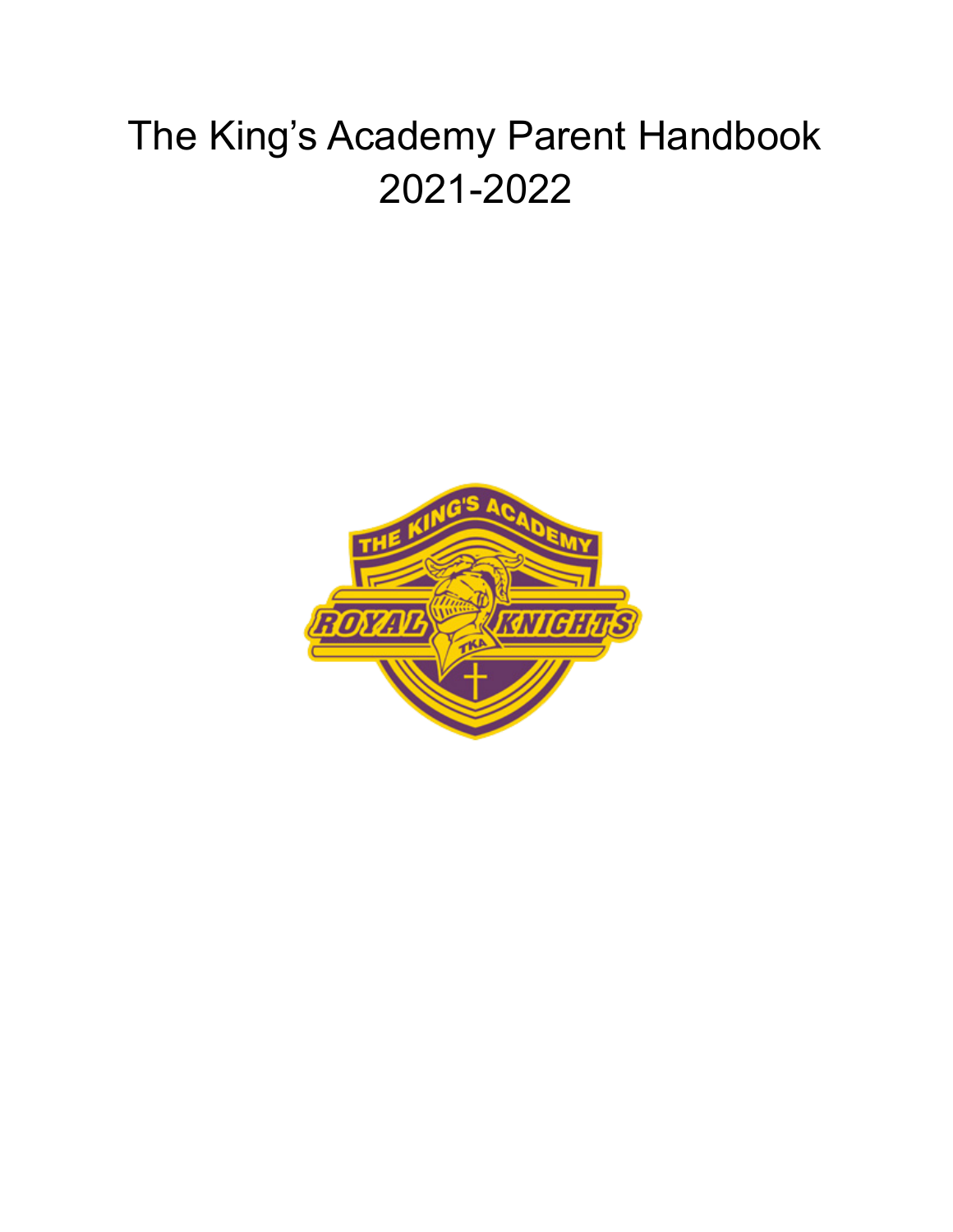# The King's Academy Parent Handbook 2021-2022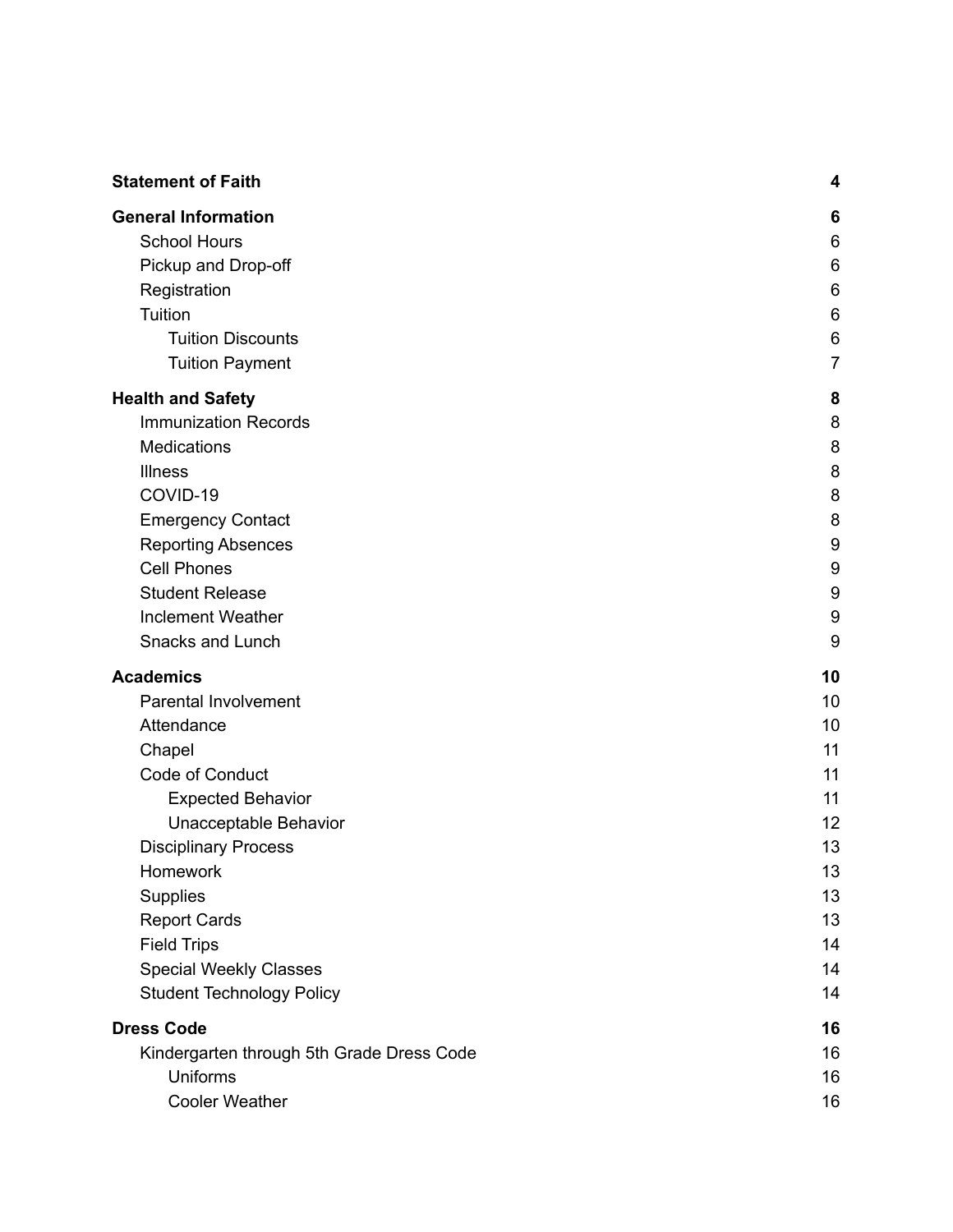| | |
|---|---|
| **Statement of Faith** | **4** |
| **General Information** | **6** |
| School Hours | 6 |
| Pickup and Drop-off | 6 |
| Registration | 6 |
| Tuition | 6 |
| Tuition Discounts | 6 |
| Tuition Payment | 7 |
| **Health and Safety** | **8** |
| Immunization Records | 8 |
| Medications | 8 |
| Illness | 8 |
| COVID-19 | 8 |
| Emergency Contact | 8 |
| Reporting Absences | 9 |
| Cell Phones | 9 |
| Student Release | 9 |
| Inclement Weather | 9 |
| Snacks and Lunch | 9 |
| **Academics** | **10** |
| Parental Involvement | 10 |
| Attendance | 10 |
| Chapel | 11 |
| Code of Conduct | 11 |
| Expected Behavior | 11 |
| Unacceptable Behavior | 12 |
| Disciplinary Process | 13 |
| Homework | 13 |
| Supplies | 13 |
| Report Cards | 13 |
| Field Trips | 14 |
| Special Weekly Classes | 14 |
| Student Technology Policy | 14 |
| **Dress Code** | **16** |
| Kindergarten through 5th Grade Dress Code | 16 |
| Uniforms | 16 |
| Cooler Weather | 16 |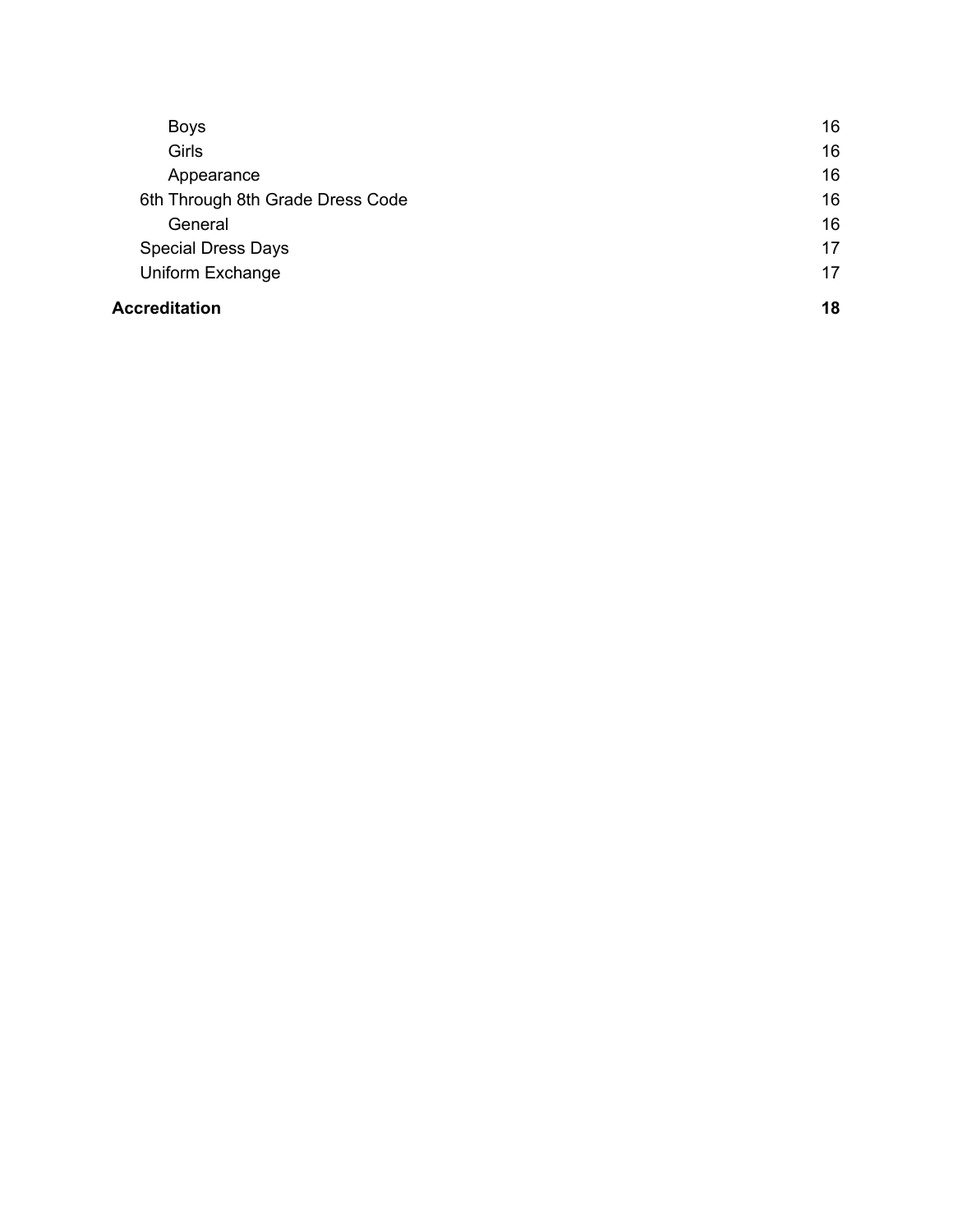- Boys 16
- Girls 16
- Appearance 16

6th Through 8th Grade Dress Code 16

- General 16

Special Dress Days 17

Uniform Exchange 17

**Accreditation 18**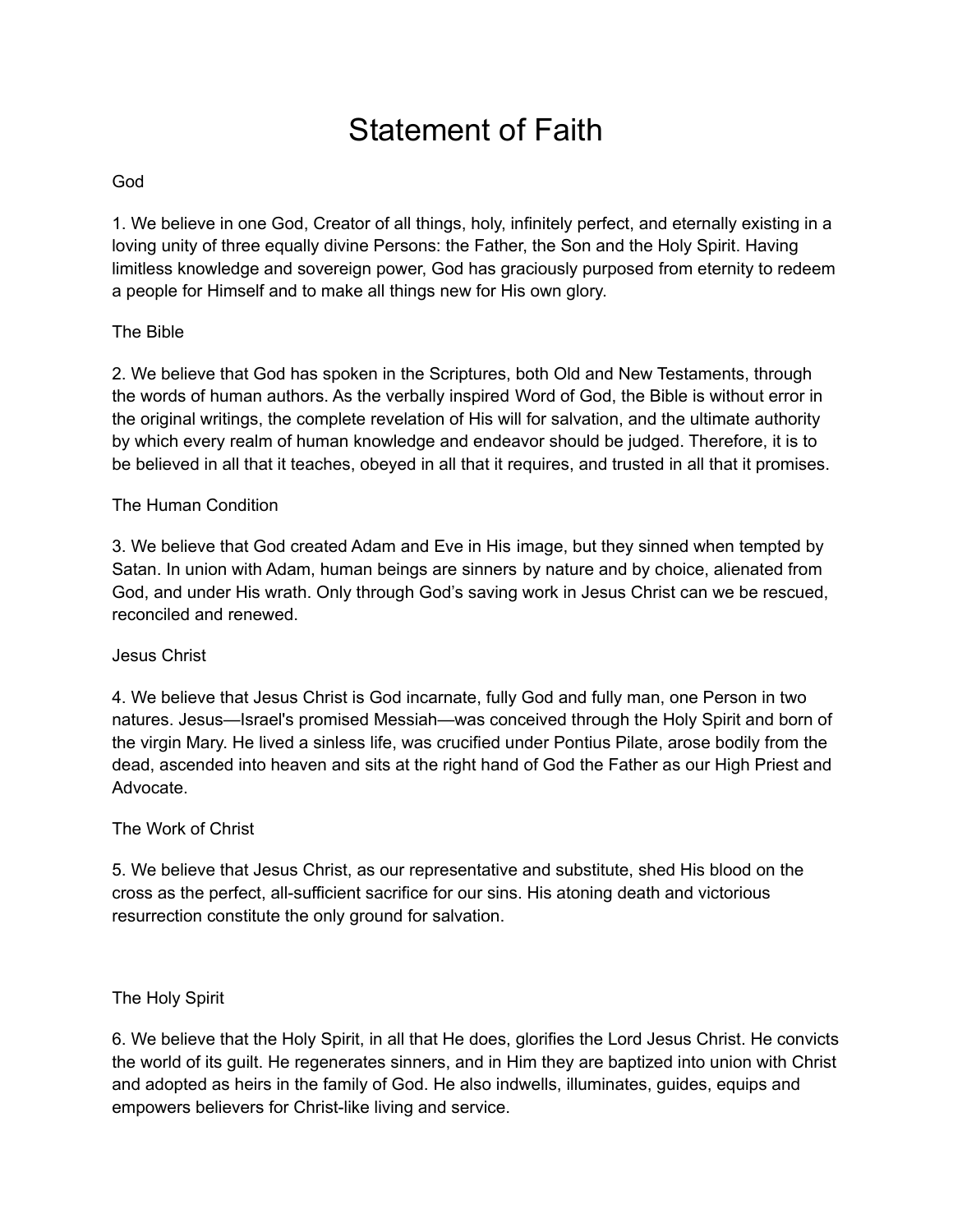# Statement of Faith

## God

1. We believe in one God, Creator of all things, holy, infinitely perfect, and eternally existing in a loving unity of three equally divine Persons: the Father, the Son and the Holy Spirit. Having limitless knowledge and sovereign power, God has graciously purposed from eternity to redeem a people for Himself and to make all things new for His own glory.

## The Bible

2. We believe that God has spoken in the Scriptures, both Old and New Testaments, through the words of human authors. As the verbally inspired Word of God, the Bible is without error in the original writings, the complete revelation of His will for salvation, and the ultimate authority by which every realm of human knowledge and endeavor should be judged. Therefore, it is to be believed in all that it teaches, obeyed in all that it requires, and trusted in all that it promises.

## The Human Condition

3. We believe that God created Adam and Eve in His image, but they sinned when tempted by Satan. In union with Adam, human beings are sinners by nature and by choice, alienated from God, and under His wrath. Only through God's saving work in Jesus Christ can we be rescued, reconciled and renewed.

## Jesus Christ

4. We believe that Jesus Christ is God incarnate, fully God and fully man, one Person in two natures. Jesus—Israel's promised Messiah—was conceived through the Holy Spirit and born of the virgin Mary. He lived a sinless life, was crucified under Pontius Pilate, arose bodily from the dead, ascended into heaven and sits at the right hand of God the Father as our High Priest and Advocate.

## The Work of Christ

5. We believe that Jesus Christ, as our representative and substitute, shed His blood on the cross as the perfect, all-sufficient sacrifice for our sins. His atoning death and victorious resurrection constitute the only ground for salvation.

## The Holy Spirit

6. We believe that the Holy Spirit, in all that He does, glorifies the Lord Jesus Christ. He convicts the world of its guilt. He regenerates sinners, and in Him they are baptized into union with Christ and adopted as heirs in the family of God. He also indwells, illuminates, guides, equips and empowers believers for Christ-like living and service.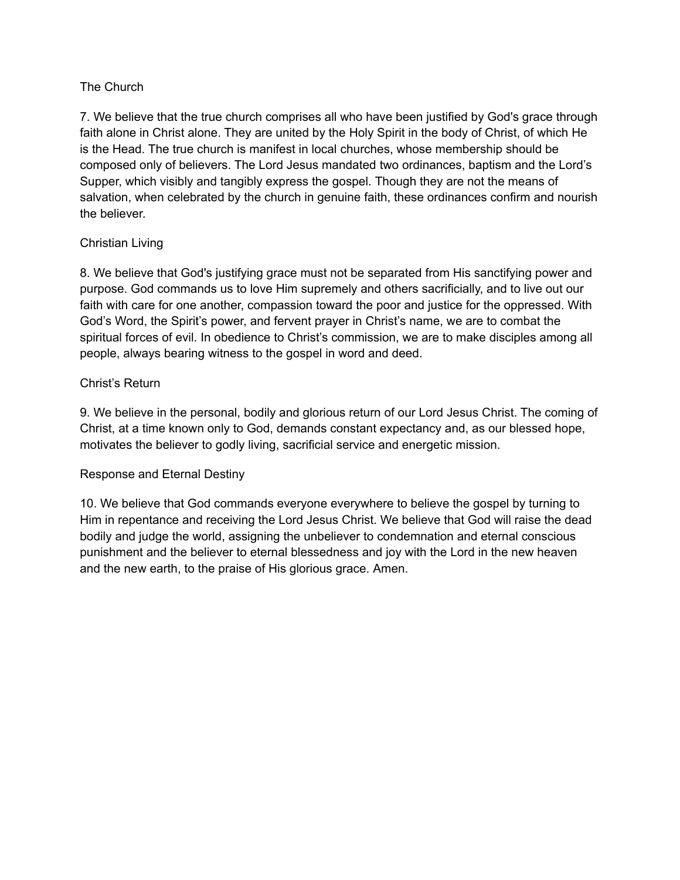## The Church

7. We believe that the true church comprises all who have been justified by God's grace through faith alone in Christ alone. They are united by the Holy Spirit in the body of Christ, of which He is the Head. The true church is manifest in local churches, whose membership should be composed only of believers. The Lord Jesus mandated two ordinances, baptism and the Lord's Supper, which visibly and tangibly express the gospel. Though they are not the means of salvation, when celebrated by the church in genuine faith, these ordinances confirm and nourish the believer.

## Christian Living

8. We believe that God's justifying grace must not be separated from His sanctifying power and purpose. God commands us to love Him supremely and others sacrificially, and to live out our faith with care for one another, compassion toward the poor and justice for the oppressed. With God's Word, the Spirit's power, and fervent prayer in Christ's name, we are to combat the spiritual forces of evil. In obedience to Christ's commission, we are to make disciples among all people, always bearing witness to the gospel in word and deed.

## Christ's Return

9. We believe in the personal, bodily and glorious return of our Lord Jesus Christ. The coming of Christ, at a time known only to God, demands constant expectancy and, as our blessed hope, motivates the believer to godly living, sacrificial service and energetic mission.

## Response and Eternal Destiny

10. We believe that God commands everyone everywhere to believe the gospel by turning to Him in repentance and receiving the Lord Jesus Christ. We believe that God will raise the dead bodily and judge the world, assigning the unbeliever to condemnation and eternal conscious punishment and the believer to eternal blessedness and joy with the Lord in the new heaven and the new earth, to the praise of His glorious grace. Amen.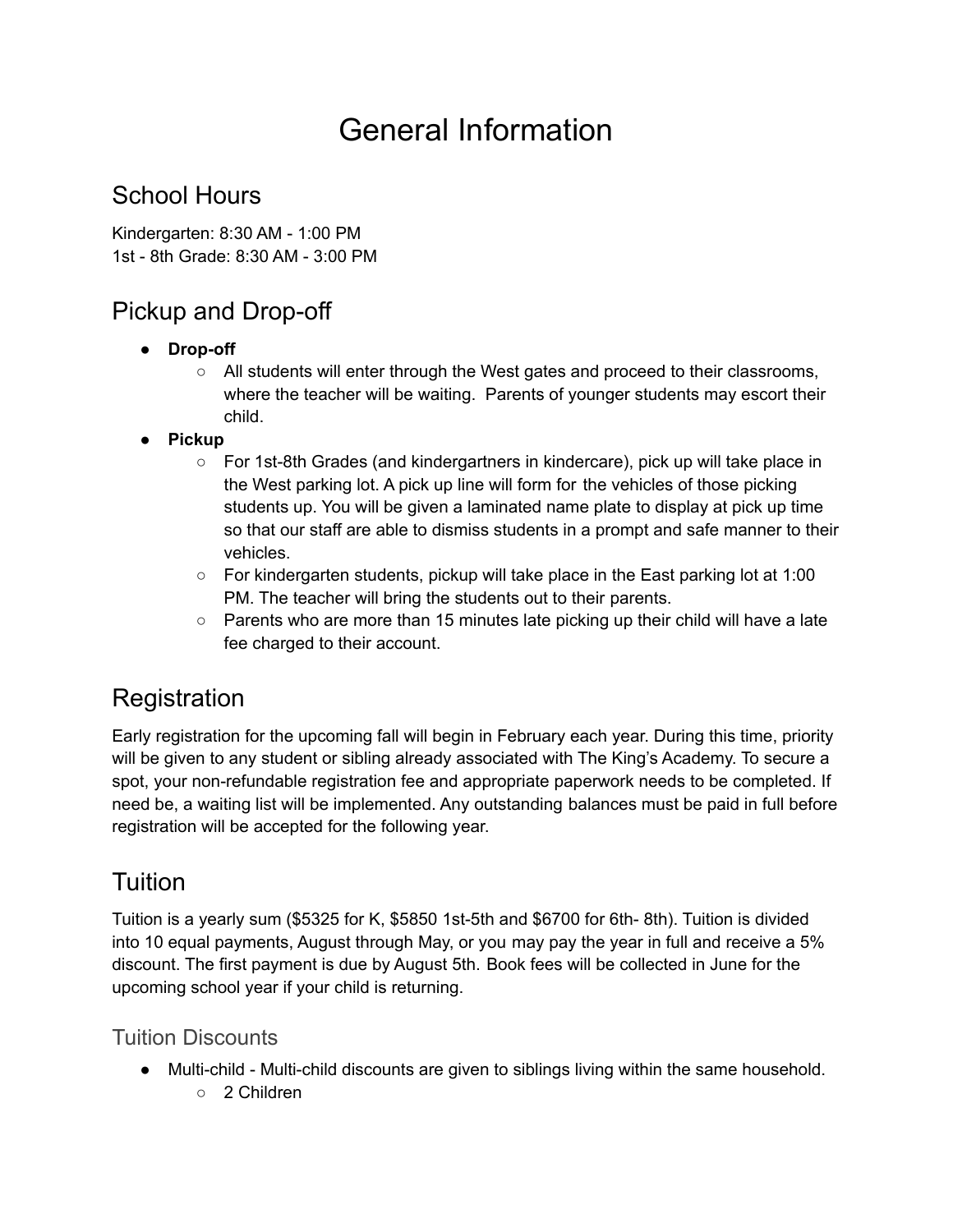# General Information

## School Hours

Kindergarten: 8:30 AM - 1:00 PM
1st - 8th Grade: 8:30 AM - 3:00 PM

## Pickup and Drop-off

- **Drop-off**
  - All students will enter through the West gates and proceed to their classrooms, where the teacher will be waiting. Parents of younger students may escort their child.
- **Pickup**
  - For 1st-8th Grades (and kindergartners in kindercare), pick up will take place in the West parking lot. A pick up line will form for the vehicles of those picking students up. You will be given a laminated name plate to display at pick up time so that our staff are able to dismiss students in a prompt and safe manner to their vehicles.
  - For kindergarten students, pickup will take place in the East parking lot at 1:00 PM. The teacher will bring the students out to their parents.
  - Parents who are more than 15 minutes late picking up their child will have a late fee charged to their account.

## Registration

Early registration for the upcoming fall will begin in February each year. During this time, priority will be given to any student or sibling already associated with The King's Academy. To secure a spot, your non-refundable registration fee and appropriate paperwork needs to be completed. If need be, a waiting list will be implemented. Any outstanding balances must be paid in full before registration will be accepted for the following year.

## Tuition

Tuition is a yearly sum ($5325 for K, $5850 1st-5th and $6700 for 6th- 8th). Tuition is divided into 10 equal payments, August through May, or you may pay the year in full and receive a 5% discount. The first payment is due by August 5th. Book fees will be collected in June for the upcoming school year if your child is returning.

### Tuition Discounts

- Multi-child - Multi-child discounts are given to siblings living within the same household.
  - 2 Children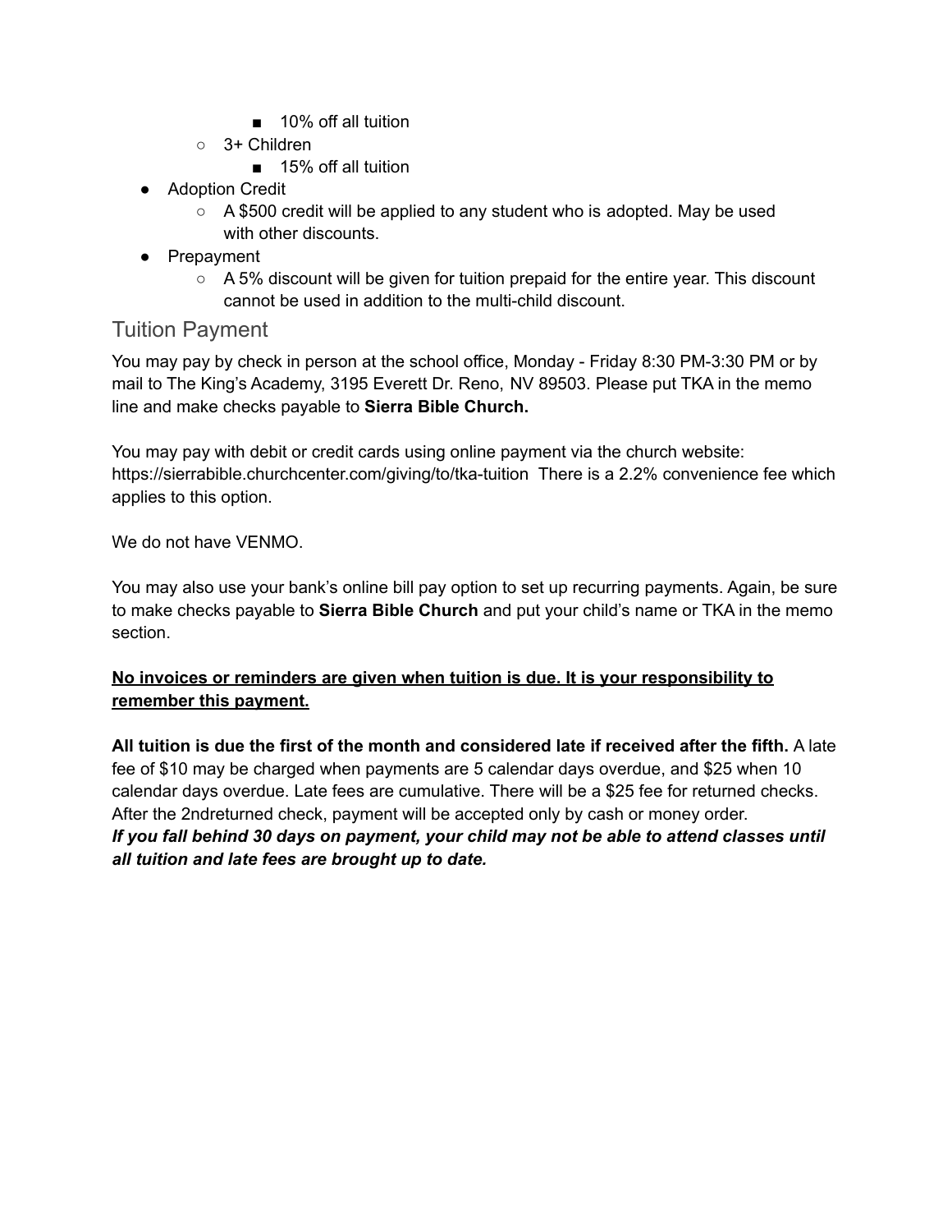- 10% off all tuition
    - 3+ Children
        - 15% off all tuition
- Adoption Credit
    - A $500 credit will be applied to any student who is adopted. May be used with other discounts.
- Prepayment
    - A 5% discount will be given for tuition prepaid for the entire year. This discount cannot be used in addition to the multi-child discount.

## Tuition Payment

You may pay by check in person at the school office, Monday - Friday 8:30 PM-3:30 PM or by mail to The King's Academy, 3195 Everett Dr. Reno, NV 89503. Please put TKA in the memo line and make checks payable to **Sierra Bible Church.**

You may pay with debit or credit cards using online payment via the church website: https://sierrabible.churchcenter.com/giving/to/tka-tuition There is a 2.2% convenience fee which applies to this option.

We do not have VENMO.

You may also use your bank's online bill pay option to set up recurring payments. Again, be sure to make checks payable to **Sierra Bible Church** and put your child's name or TKA in the memo section.

**<u>No invoices or reminders are given when tuition is due. It is your responsibility to remember this payment.</u>**

**All tuition is due the first of the month and considered late if received after the fifth.** A late fee of $10 may be charged when payments are 5 calendar days overdue, and $25 when 10 calendar days overdue. Late fees are cumulative. There will be a $25 fee for returned checks. After the 2ndreturned check, payment will be accepted only by cash or money order.
***If you fall behind 30 days on payment, your child may not be able to attend classes until all tuition and late fees are brought up to date.***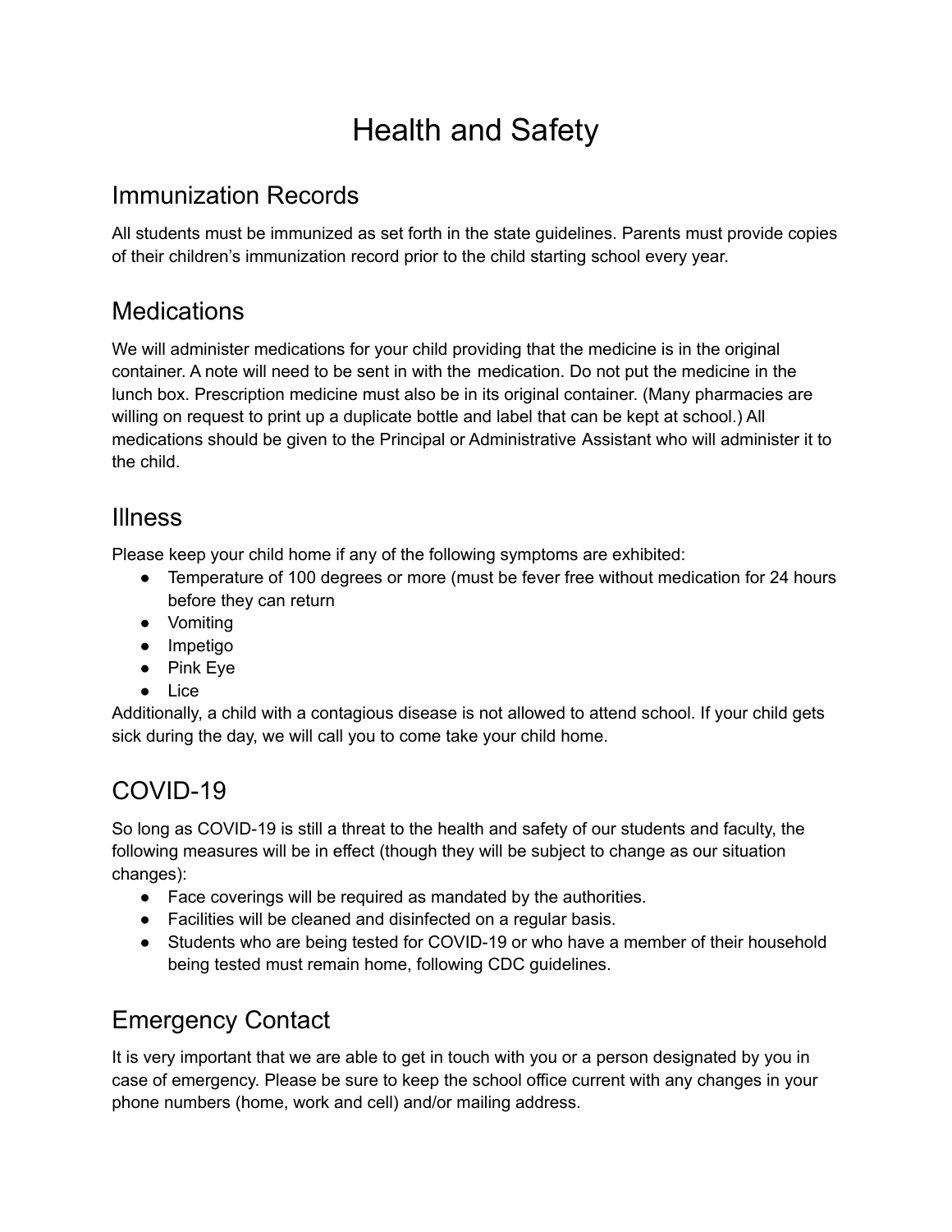# Health and Safety

## Immunization Records

All students must be immunized as set forth in the state guidelines. Parents must provide copies of their children's immunization record prior to the child starting school every year.

## Medications

We will administer medications for your child providing that the medicine is in the original container. A note will need to be sent in with the medication. Do not put the medicine in the lunch box. Prescription medicine must also be in its original container. (Many pharmacies are willing on request to print up a duplicate bottle and label that can be kept at school.) All medications should be given to the Principal or Administrative Assistant who will administer it to the child.

## Illness

Please keep your child home if any of the following symptoms are exhibited:

- Temperature of 100 degrees or more (must be fever free without medication for 24 hours before they can return
- Vomiting
- Impetigo
- Pink Eye
- Lice

Additionally, a child with a contagious disease is not allowed to attend school. If your child gets sick during the day, we will call you to come take your child home.

## COVID-19

So long as COVID-19 is still a threat to the health and safety of our students and faculty, the following measures will be in effect (though they will be subject to change as our situation changes):

- Face coverings will be required as mandated by the authorities.
- Facilities will be cleaned and disinfected on a regular basis.
- Students who are being tested for COVID-19 or who have a member of their household being tested must remain home, following CDC guidelines.

## Emergency Contact

It is very important that we are able to get in touch with you or a person designated by you in case of emergency. Please be sure to keep the school office current with any changes in your phone numbers (home, work and cell) and/or mailing address.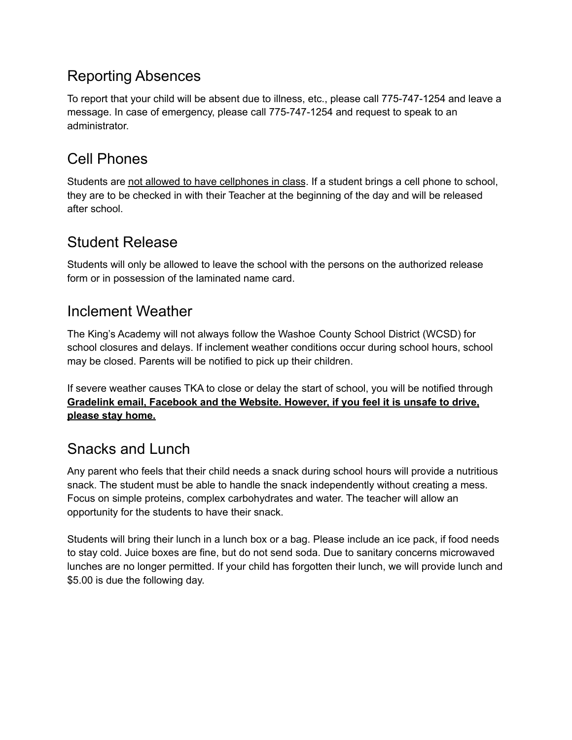## Reporting Absences

To report that your child will be absent due to illness, etc., please call 775-747-1254 and leave a message. In case of emergency, please call 775-747-1254 and request to speak to an administrator.

## Cell Phones

Students are <u>not allowed to have cellphones in class</u>. If a student brings a cell phone to school, they are to be checked in with their Teacher at the beginning of the day and will be released after school.

## Student Release

Students will only be allowed to leave the school with the persons on the authorized release form or in possession of the laminated name card.

## Inclement Weather

The King's Academy will not always follow the Washoe County School District (WCSD) for school closures and delays. If inclement weather conditions occur during school hours, school may be closed. Parents will be notified to pick up their children.

If severe weather causes TKA to close or delay the start of school, you will be notified through **<u>Gradelink email, Facebook and the Website. However, if you feel it is unsafe to drive, please stay home.</u>**

## Snacks and Lunch

Any parent who feels that their child needs a snack during school hours will provide a nutritious snack. The student must be able to handle the snack independently without creating a mess. Focus on simple proteins, complex carbohydrates and water. The teacher will allow an opportunity for the students to have their snack.

Students will bring their lunch in a lunch box or a bag. Please include an ice pack, if food needs to stay cold. Juice boxes are fine, but do not send soda. Due to sanitary concerns microwaved lunches are no longer permitted. If your child has forgotten their lunch, we will provide lunch and $5.00 is due the following day.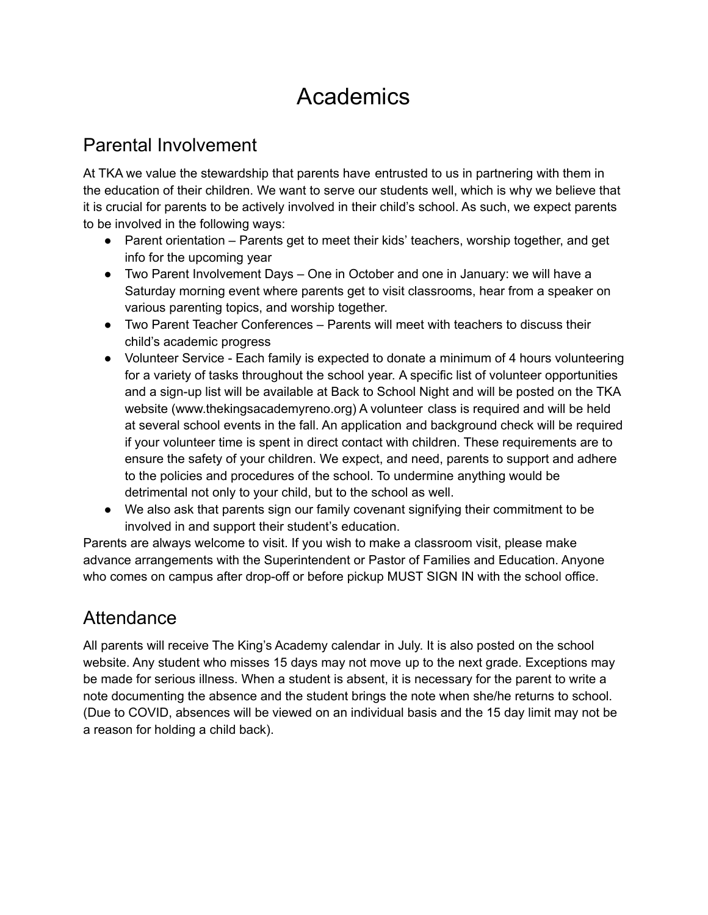# Academics

## Parental Involvement

At TKA we value the stewardship that parents have entrusted to us in partnering with them in the education of their children. We want to serve our students well, which is why we believe that it is crucial for parents to be actively involved in their child's school. As such, we expect parents to be involved in the following ways:

- Parent orientation – Parents get to meet their kids' teachers, worship together, and get info for the upcoming year
- Two Parent Involvement Days – One in October and one in January: we will have a Saturday morning event where parents get to visit classrooms, hear from a speaker on various parenting topics, and worship together.
- Two Parent Teacher Conferences – Parents will meet with teachers to discuss their child's academic progress
- Volunteer Service - Each family is expected to donate a minimum of 4 hours volunteering for a variety of tasks throughout the school year. A specific list of volunteer opportunities and a sign-up list will be available at Back to School Night and will be posted on the TKA website (www.thekingsacademyreno.org) A volunteer class is required and will be held at several school events in the fall. An application and background check will be required if your volunteer time is spent in direct contact with children. These requirements are to ensure the safety of your children. We expect, and need, parents to support and adhere to the policies and procedures of the school. To undermine anything would be detrimental not only to your child, but to the school as well.
- We also ask that parents sign our family covenant signifying their commitment to be involved in and support their student's education.

Parents are always welcome to visit. If you wish to make a classroom visit, please make advance arrangements with the Superintendent or Pastor of Families and Education. Anyone who comes on campus after drop-off or before pickup MUST SIGN IN with the school office.

## Attendance

All parents will receive The King's Academy calendar in July. It is also posted on the school website. Any student who misses 15 days may not move up to the next grade. Exceptions may be made for serious illness. When a student is absent, it is necessary for the parent to write a note documenting the absence and the student brings the note when she/he returns to school. (Due to COVID, absences will be viewed on an individual basis and the 15 day limit may not be a reason for holding a child back).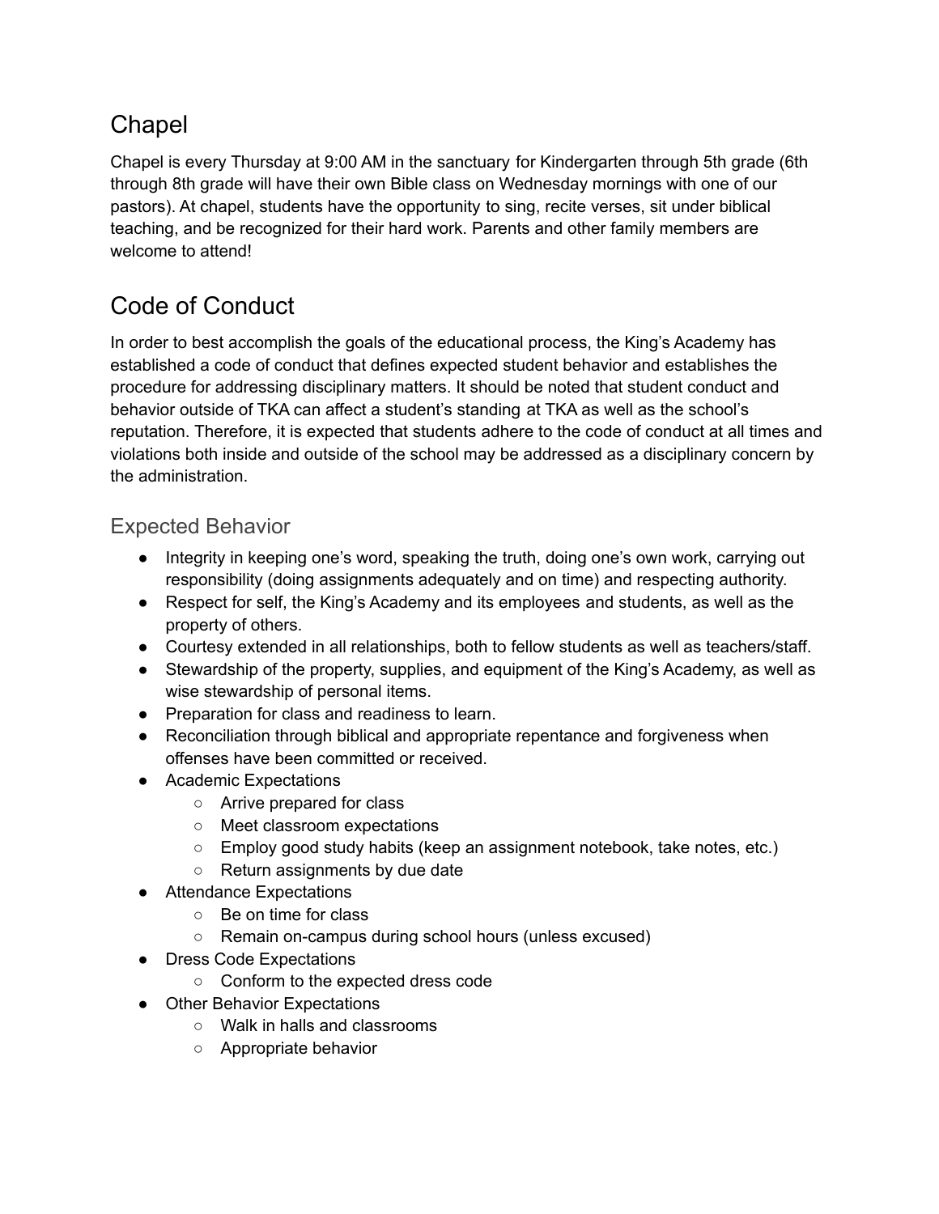## Chapel

Chapel is every Thursday at 9:00 AM in the sanctuary for Kindergarten through 5th grade (6th through 8th grade will have their own Bible class on Wednesday mornings with one of our pastors). At chapel, students have the opportunity to sing, recite verses, sit under biblical teaching, and be recognized for their hard work. Parents and other family members are welcome to attend!

## Code of Conduct

In order to best accomplish the goals of the educational process, the King's Academy has established a code of conduct that defines expected student behavior and establishes the procedure for addressing disciplinary matters. It should be noted that student conduct and behavior outside of TKA can affect a student's standing at TKA as well as the school's reputation. Therefore, it is expected that students adhere to the code of conduct at all times and violations both inside and outside of the school may be addressed as a disciplinary concern by the administration.

### Expected Behavior

- Integrity in keeping one's word, speaking the truth, doing one's own work, carrying out responsibility (doing assignments adequately and on time) and respecting authority.
- Respect for self, the King's Academy and its employees and students, as well as the property of others.
- Courtesy extended in all relationships, both to fellow students as well as teachers/staff.
- Stewardship of the property, supplies, and equipment of the King's Academy, as well as wise stewardship of personal items.
- Preparation for class and readiness to learn.
- Reconciliation through biblical and appropriate repentance and forgiveness when offenses have been committed or received.
- Academic Expectations
  - Arrive prepared for class
  - Meet classroom expectations
  - Employ good study habits (keep an assignment notebook, take notes, etc.)
  - Return assignments by due date
- Attendance Expectations
  - Be on time for class
  - Remain on-campus during school hours (unless excused)
- Dress Code Expectations
  - Conform to the expected dress code
- Other Behavior Expectations
  - Walk in halls and classrooms
  - Appropriate behavior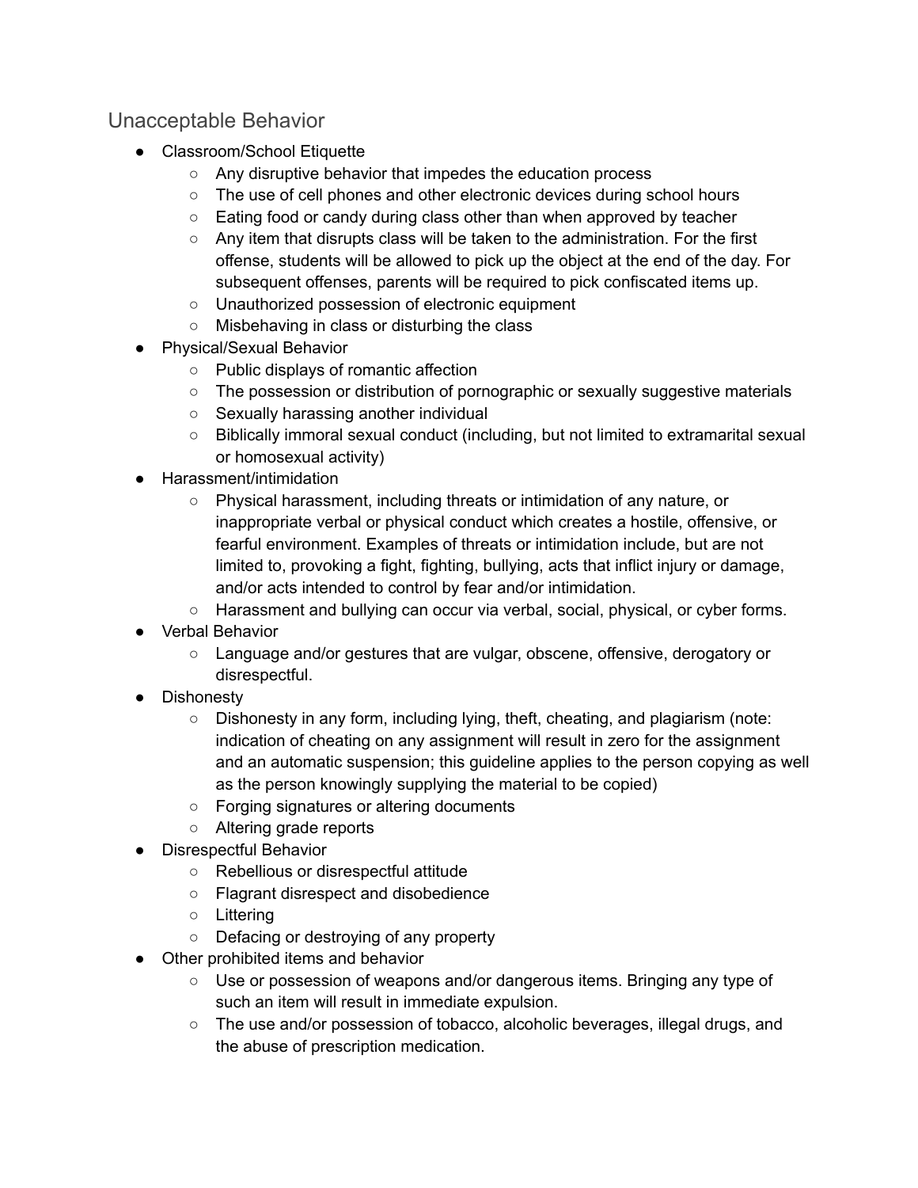## Unacceptable Behavior

- Classroom/School Etiquette
  - Any disruptive behavior that impedes the education process
  - The use of cell phones and other electronic devices during school hours
  - Eating food or candy during class other than when approved by teacher
  - Any item that disrupts class will be taken to the administration. For the first offense, students will be allowed to pick up the object at the end of the day. For subsequent offenses, parents will be required to pick confiscated items up.
  - Unauthorized possession of electronic equipment
  - Misbehaving in class or disturbing the class
- Physical/Sexual Behavior
  - Public displays of romantic affection
  - The possession or distribution of pornographic or sexually suggestive materials
  - Sexually harassing another individual
  - Biblically immoral sexual conduct (including, but not limited to extramarital sexual or homosexual activity)
- Harassment/intimidation
  - Physical harassment, including threats or intimidation of any nature, or inappropriate verbal or physical conduct which creates a hostile, offensive, or fearful environment. Examples of threats or intimidation include, but are not limited to, provoking a fight, fighting, bullying, acts that inflict injury or damage, and/or acts intended to control by fear and/or intimidation.
  - Harassment and bullying can occur via verbal, social, physical, or cyber forms.
- Verbal Behavior
  - Language and/or gestures that are vulgar, obscene, offensive, derogatory or disrespectful.
- Dishonesty
  - Dishonesty in any form, including lying, theft, cheating, and plagiarism (note: indication of cheating on any assignment will result in zero for the assignment and an automatic suspension; this guideline applies to the person copying as well as the person knowingly supplying the material to be copied)
  - Forging signatures or altering documents
  - Altering grade reports
- Disrespectful Behavior
  - Rebellious or disrespectful attitude
  - Flagrant disrespect and disobedience
  - Littering
  - Defacing or destroying of any property
- Other prohibited items and behavior
  - Use or possession of weapons and/or dangerous items. Bringing any type of such an item will result in immediate expulsion.
  - The use and/or possession of tobacco, alcoholic beverages, illegal drugs, and the abuse of prescription medication.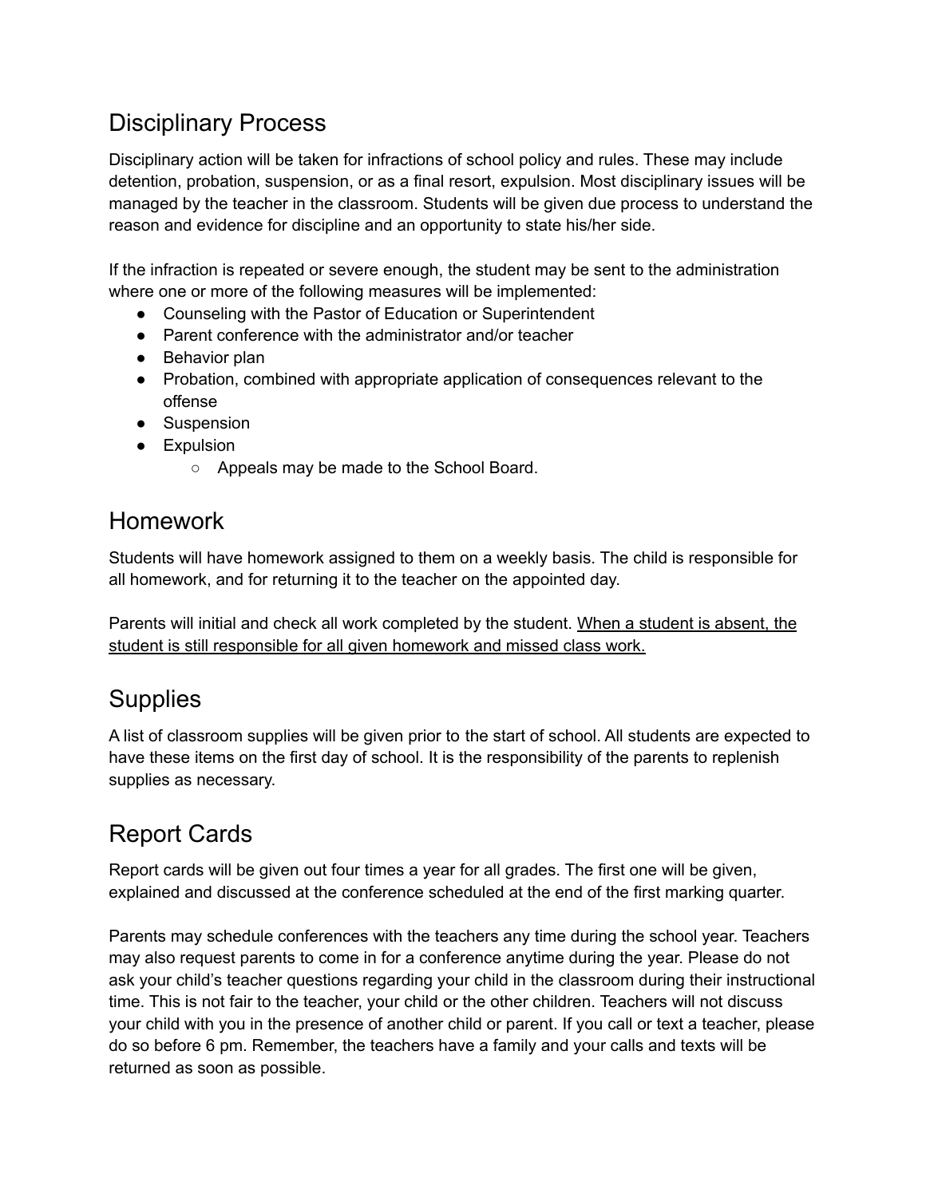## Disciplinary Process

Disciplinary action will be taken for infractions of school policy and rules. These may include detention, probation, suspension, or as a final resort, expulsion. Most disciplinary issues will be managed by the teacher in the classroom. Students will be given due process to understand the reason and evidence for discipline and an opportunity to state his/her side.

If the infraction is repeated or severe enough, the student may be sent to the administration where one or more of the following measures will be implemented:

- Counseling with the Pastor of Education or Superintendent
- Parent conference with the administrator and/or teacher
- Behavior plan
- Probation, combined with appropriate application of consequences relevant to the offense
- Suspension
- Expulsion
    - Appeals may be made to the School Board.

## Homework

Students will have homework assigned to them on a weekly basis. The child is responsible for all homework, and for returning it to the teacher on the appointed day.

Parents will initial and check all work completed by the student. <u>When a student is absent, the student is still responsible for all given homework and missed class work.</u>

## Supplies

A list of classroom supplies will be given prior to the start of school. All students are expected to have these items on the first day of school. It is the responsibility of the parents to replenish supplies as necessary.

## Report Cards

Report cards will be given out four times a year for all grades. The first one will be given, explained and discussed at the conference scheduled at the end of the first marking quarter.

Parents may schedule conferences with the teachers any time during the school year. Teachers may also request parents to come in for a conference anytime during the year. Please do not ask your child's teacher questions regarding your child in the classroom during their instructional time. This is not fair to the teacher, your child or the other children. Teachers will not discuss your child with you in the presence of another child or parent. If you call or text a teacher, please do so before 6 pm. Remember, the teachers have a family and your calls and texts will be returned as soon as possible.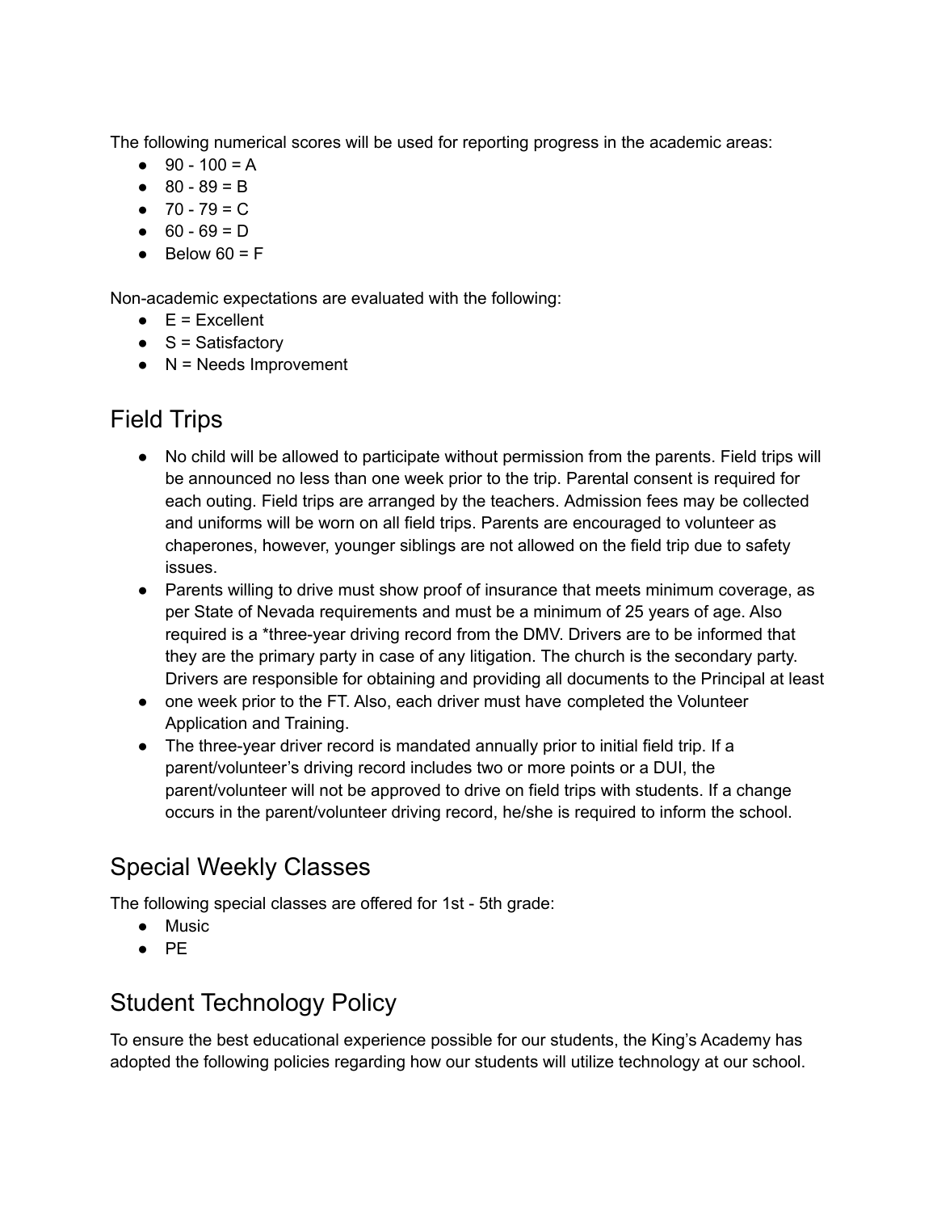The following numerical scores will be used for reporting progress in the academic areas:

- 90 - 100 = A
- 80 - 89 = B
- 70 - 79 = C
- 60 - 69 = D
- Below 60 = F

Non-academic expectations are evaluated with the following:

- E = Excellent
- S = Satisfactory
- N = Needs Improvement

## Field Trips

- No child will be allowed to participate without permission from the parents. Field trips will be announced no less than one week prior to the trip. Parental consent is required for each outing. Field trips are arranged by the teachers. Admission fees may be collected and uniforms will be worn on all field trips. Parents are encouraged to volunteer as chaperones, however, younger siblings are not allowed on the field trip due to safety issues.
- Parents willing to drive must show proof of insurance that meets minimum coverage, as per State of Nevada requirements and must be a minimum of 25 years of age. Also required is a *three-year driving record from the DMV. Drivers are to be informed that they are the primary party in case of any litigation. The church is the secondary party. Drivers are responsible for obtaining and providing all documents to the Principal at least
- one week prior to the FT. Also, each driver must have completed the Volunteer Application and Training.
- The three-year driver record is mandated annually prior to initial field trip. If a parent/volunteer's driving record includes two or more points or a DUI, the parent/volunteer will not be approved to drive on field trips with students. If a change occurs in the parent/volunteer driving record, he/she is required to inform the school.

## Special Weekly Classes

The following special classes are offered for 1st - 5th grade:

- Music
- PE

## Student Technology Policy

To ensure the best educational experience possible for our students, the King's Academy has adopted the following policies regarding how our students will utilize technology at our school.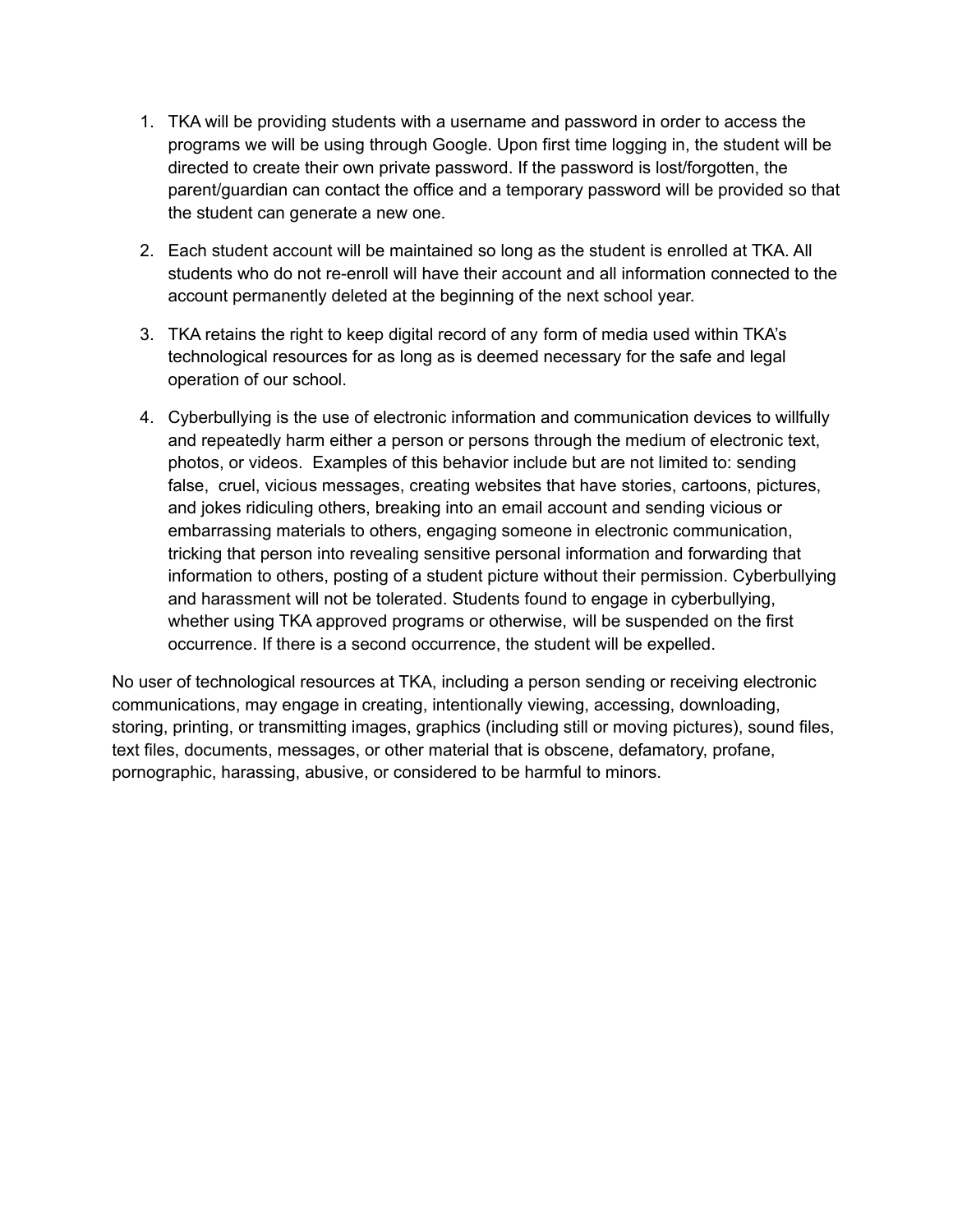1. TKA will be providing students with a username and password in order to access the programs we will be using through Google. Upon first time logging in, the student will be directed to create their own private password. If the password is lost/forgotten, the parent/guardian can contact the office and a temporary password will be provided so that the student can generate a new one.

2. Each student account will be maintained so long as the student is enrolled at TKA. All students who do not re-enroll will have their account and all information connected to the account permanently deleted at the beginning of the next school year.

3. TKA retains the right to keep digital record of any form of media used within TKA's technological resources for as long as is deemed necessary for the safe and legal operation of our school.

4. Cyberbullying is the use of electronic information and communication devices to willfully and repeatedly harm either a person or persons through the medium of electronic text, photos, or videos. Examples of this behavior include but are not limited to: sending false, cruel, vicious messages, creating websites that have stories, cartoons, pictures, and jokes ridiculing others, breaking into an email account and sending vicious or embarrassing materials to others, engaging someone in electronic communication, tricking that person into revealing sensitive personal information and forwarding that information to others, posting of a student picture without their permission. Cyberbullying and harassment will not be tolerated. Students found to engage in cyberbullying, whether using TKA approved programs or otherwise, will be suspended on the first occurrence. If there is a second occurrence, the student will be expelled.

No user of technological resources at TKA, including a person sending or receiving electronic communications, may engage in creating, intentionally viewing, accessing, downloading, storing, printing, or transmitting images, graphics (including still or moving pictures), sound files, text files, documents, messages, or other material that is obscene, defamatory, profane, pornographic, harassing, abusive, or considered to be harmful to minors.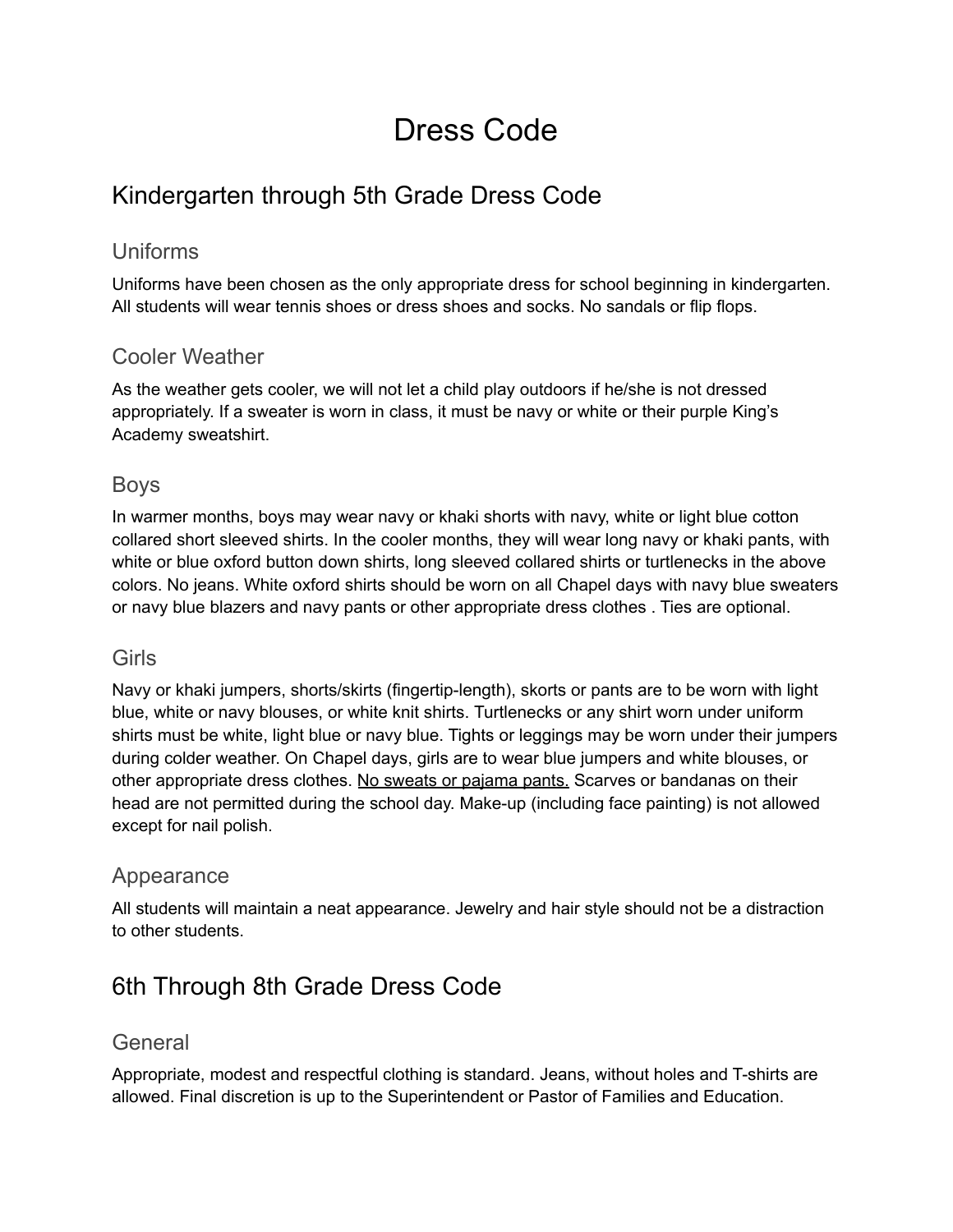# Dress Code

## Kindergarten through 5th Grade Dress Code

### Uniforms

Uniforms have been chosen as the only appropriate dress for school beginning in kindergarten. All students will wear tennis shoes or dress shoes and socks. No sandals or flip flops.

### Cooler Weather

As the weather gets cooler, we will not let a child play outdoors if he/she is not dressed appropriately. If a sweater is worn in class, it must be navy or white or their purple King's Academy sweatshirt.

### Boys

In warmer months, boys may wear navy or khaki shorts with navy, white or light blue cotton collared short sleeved shirts. In the cooler months, they will wear long navy or khaki pants, with white or blue oxford button down shirts, long sleeved collared shirts or turtlenecks in the above colors. No jeans. White oxford shirts should be worn on all Chapel days with navy blue sweaters or navy blue blazers and navy pants or other appropriate dress clothes . Ties are optional.

### Girls

Navy or khaki jumpers, shorts/skirts (fingertip-length), skorts or pants are to be worn with light blue, white or navy blouses, or white knit shirts. Turtlenecks or any shirt worn under uniform shirts must be white, light blue or navy blue. Tights or leggings may be worn under their jumpers during colder weather. On Chapel days, girls are to wear blue jumpers and white blouses, or other appropriate dress clothes. <u>No sweats or pajama pants.</u> Scarves or bandanas on their head are not permitted during the school day. Make-up (including face painting) is not allowed except for nail polish.

### Appearance

All students will maintain a neat appearance. Jewelry and hair style should not be a distraction to other students.

## 6th Through 8th Grade Dress Code

### General

Appropriate, modest and respectful clothing is standard. Jeans, without holes and T-shirts are allowed. Final discretion is up to the Superintendent or Pastor of Families and Education.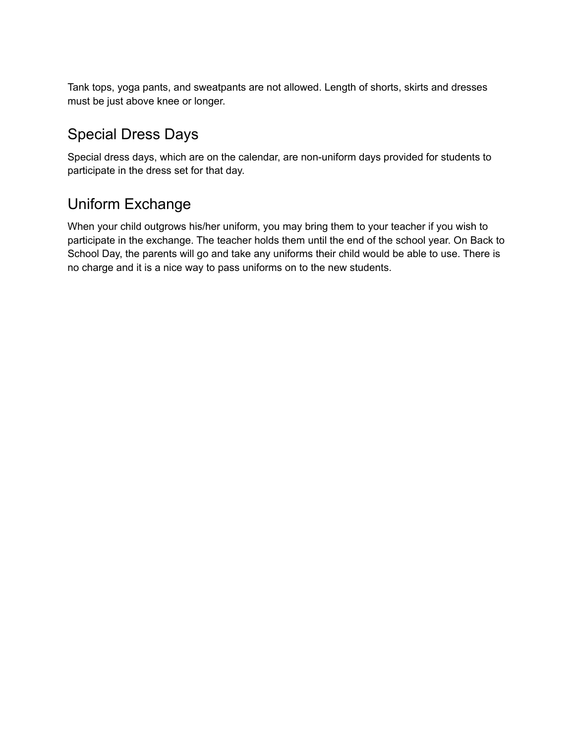Tank tops, yoga pants, and sweatpants are not allowed. Length of shorts, skirts and dresses must be just above knee or longer.

## Special Dress Days

Special dress days, which are on the calendar, are non-uniform days provided for students to participate in the dress set for that day.

## Uniform Exchange

When your child outgrows his/her uniform, you may bring them to your teacher if you wish to participate in the exchange. The teacher holds them until the end of the school year. On Back to School Day, the parents will go and take any uniforms their child would be able to use. There is no charge and it is a nice way to pass uniforms on to the new students.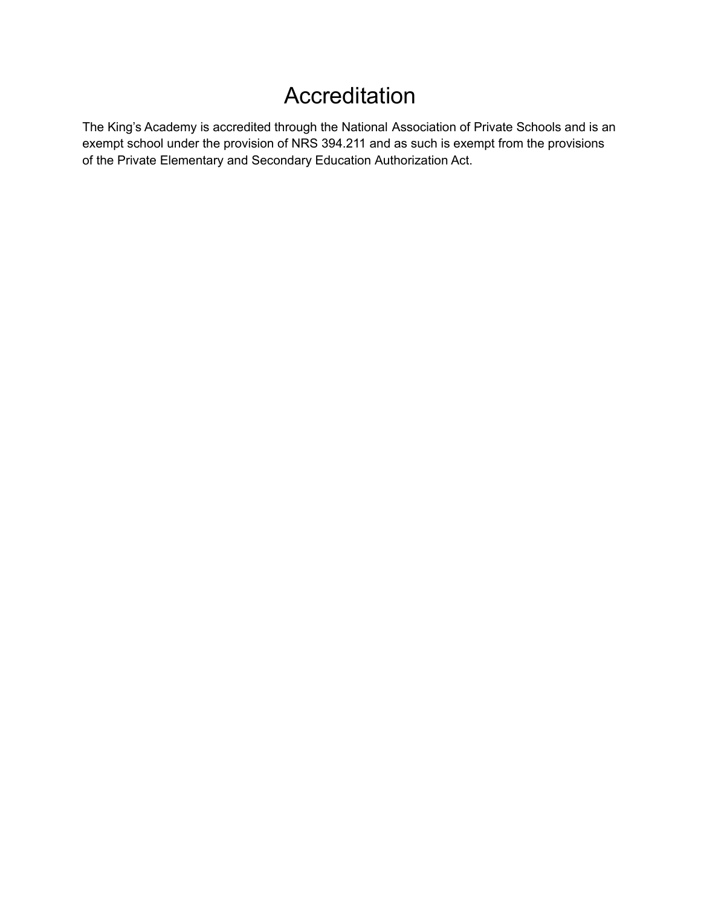# Accreditation

The King's Academy is accredited through the National Association of Private Schools and is an exempt school under the provision of NRS 394.211 and as such is exempt from the provisions of the Private Elementary and Secondary Education Authorization Act.